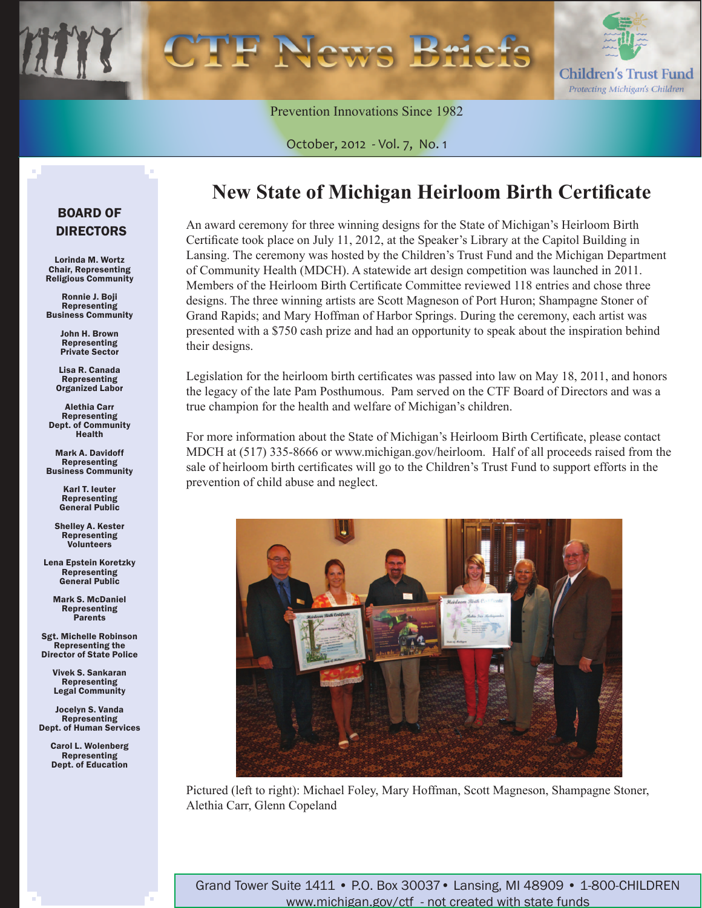# CTF News Briefs

**Children's Trust Fund**
*Protecting Michigan's Children*

Prevention Innovations Since 1982

October, 2012 - Vol. 7, No. 1

## BOARD OF DIRECTORS

**Lorinda M. Wortz**
Chair, Representing Religious Community

**Ronnie J. Boji**
Representing Business Community

**John H. Brown**
Representing Private Sector

**Lisa R. Canada**
Representing Organized Labor

**Alethia Carr**
Representing Dept. of Community Health

**Mark A. Davidoff**
Representing Business Community

**Karl T. Ieuter**
Representing General Public

**Shelley A. Kester**
Representing Volunteers

**Lena Epstein Koretzky**
Representing General Public

**Mark S. McDaniel**
Representing Parents

**Sgt. Michelle Robinson**
Representing the Director of State Police

**Vivek S. Sankaran**
Representing Legal Community

**Jocelyn S. Vanda**
Representing Dept. of Human Services

**Carol L. Wolenberg**
Representing Dept. of Education

# New State of Michigan Heirloom Birth Certificate

An award ceremony for three winning designs for the State of Michigan's Heirloom Birth Certificate took place on July 11, 2012, at the Speaker's Library at the Capitol Building in Lansing. The ceremony was hosted by the Children's Trust Fund and the Michigan Department of Community Health (MDCH). A statewide art design competition was launched in 2011. Members of the Heirloom Birth Certificate Committee reviewed 118 entries and chose three designs. The three winning artists are Scott Magneson of Port Huron; Shampagne Stoner of Grand Rapids; and Mary Hoffman of Harbor Springs. During the ceremony, each artist was presented with a $750 cash prize and had an opportunity to speak about the inspiration behind their designs.

Legislation for the heirloom birth certificates was passed into law on May 18, 2011, and honors the legacy of the late Pam Posthumous. Pam served on the CTF Board of Directors and was a true champion for the health and welfare of Michigan's children.

For more information about the State of Michigan's Heirloom Birth Certificate, please contact MDCH at (517) 335-8666 or www.michigan.gov/heirloom. Half of all proceeds raised from the sale of heirloom birth certificates will go to the Children's Trust Fund to support efforts in the prevention of child abuse and neglect.

Pictured (left to right): Michael Foley, Mary Hoffman, Scott Magneson, Shampagne Stoner, Alethia Carr, Glenn Copeland

Grand Tower Suite 1411 • P.O. Box 30037 • Lansing, MI 48909 • 1-800-CHILDREN
www.michigan.gov/ctf - not created with state funds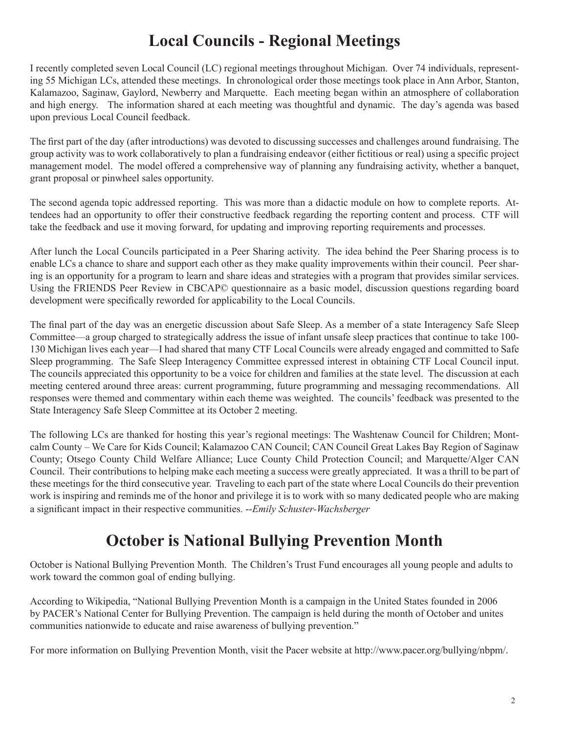# Local Councils - Regional Meetings

I recently completed seven Local Council (LC) regional meetings throughout Michigan. Over 74 individuals, representing 55 Michigan LCs, attended these meetings. In chronological order those meetings took place in Ann Arbor, Stanton, Kalamazoo, Saginaw, Gaylord, Newberry and Marquette. Each meeting began within an atmosphere of collaboration and high energy. The information shared at each meeting was thoughtful and dynamic. The day's agenda was based upon previous Local Council feedback.

The first part of the day (after introductions) was devoted to discussing successes and challenges around fundraising. The group activity was to work collaboratively to plan a fundraising endeavor (either fictitious or real) using a specific project management model. The model offered a comprehensive way of planning any fundraising activity, whether a banquet, grant proposal or pinwheel sales opportunity.

The second agenda topic addressed reporting. This was more than a didactic module on how to complete reports. Attendees had an opportunity to offer their constructive feedback regarding the reporting content and process. CTF will take the feedback and use it moving forward, for updating and improving reporting requirements and processes.

After lunch the Local Councils participated in a Peer Sharing activity. The idea behind the Peer Sharing process is to enable LCs a chance to share and support each other as they make quality improvements within their council. Peer sharing is an opportunity for a program to learn and share ideas and strategies with a program that provides similar services. Using the FRIENDS Peer Review in CBCAP© questionnaire as a basic model, discussion questions regarding board development were specifically reworded for applicability to the Local Councils.

The final part of the day was an energetic discussion about Safe Sleep. As a member of a state Interagency Safe Sleep Committee—a group charged to strategically address the issue of infant unsafe sleep practices that continue to take 100-130 Michigan lives each year—I had shared that many CTF Local Councils were already engaged and committed to Safe Sleep programming. The Safe Sleep Interagency Committee expressed interest in obtaining CTF Local Council input. The councils appreciated this opportunity to be a voice for children and families at the state level. The discussion at each meeting centered around three areas: current programming, future programming and messaging recommendations. All responses were themed and commentary within each theme was weighted. The councils' feedback was presented to the State Interagency Safe Sleep Committee at its October 2 meeting.

The following LCs are thanked for hosting this year's regional meetings: The Washtenaw Council for Children; Montcalm County – We Care for Kids Council; Kalamazoo CAN Council; CAN Council Great Lakes Bay Region of Saginaw County; Otsego County Child Welfare Alliance; Luce County Child Protection Council; and Marquette/Alger CAN Council. Their contributions to helping make each meeting a success were greatly appreciated. It was a thrill to be part of these meetings for the third consecutive year. Traveling to each part of the state where Local Councils do their prevention work is inspiring and reminds me of the honor and privilege it is to work with so many dedicated people who are making a significant impact in their respective communities. --*Emily Schuster-Wachsberger*

# October is National Bullying Prevention Month

October is National Bullying Prevention Month. The Children's Trust Fund encourages all young people and adults to work toward the common goal of ending bullying.

According to Wikipedia, "National Bullying Prevention Month is a campaign in the United States founded in 2006 by PACER's National Center for Bullying Prevention. The campaign is held during the month of October and unites communities nationwide to educate and raise awareness of bullying prevention."

For more information on Bullying Prevention Month, visit the Pacer website at http://www.pacer.org/bullying/nbpm/.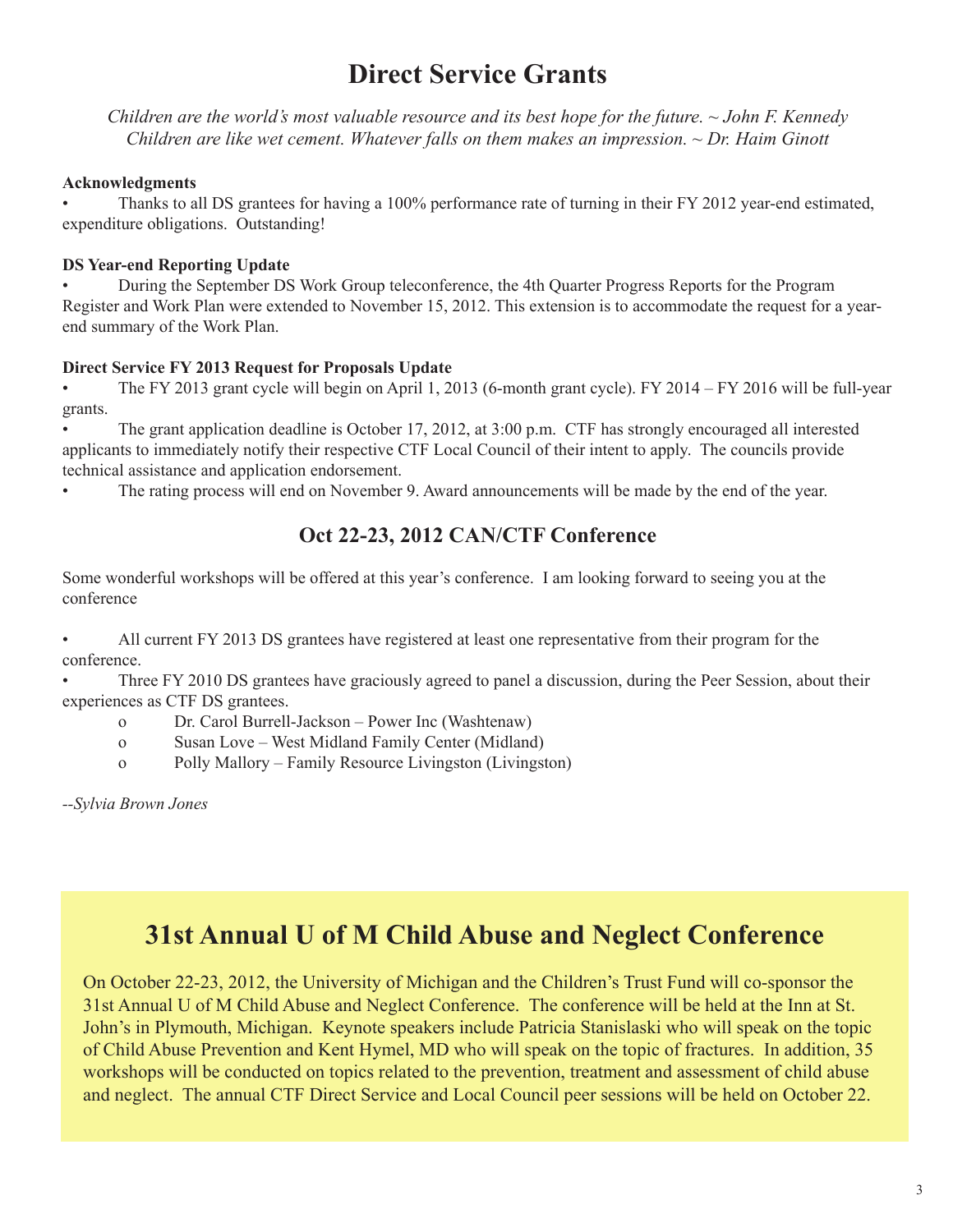# Direct Service Grants

*Children are the world's most valuable resource and its best hope for the future. ~ John F. Kennedy*
*Children are like wet cement. Whatever falls on them makes an impression. ~ Dr. Haim Ginott*

**Acknowledgments**

- Thanks to all DS grantees for having a 100% performance rate of turning in their FY 2012 year-end estimated, expenditure obligations. Outstanding!

**DS Year-end Reporting Update**

- During the September DS Work Group teleconference, the 4th Quarter Progress Reports for the Program Register and Work Plan were extended to November 15, 2012. This extension is to accommodate the request for a year-end summary of the Work Plan.

**Direct Service FY 2013 Request for Proposals Update**

- The FY 2013 grant cycle will begin on April 1, 2013 (6-month grant cycle). FY 2014 – FY 2016 will be full-year grants.
- The grant application deadline is October 17, 2012, at 3:00 p.m. CTF has strongly encouraged all interested applicants to immediately notify their respective CTF Local Council of their intent to apply. The councils provide technical assistance and application endorsement.
- The rating process will end on November 9. Award announcements will be made by the end of the year.

## Oct 22-23, 2012 CAN/CTF Conference

Some wonderful workshops will be offered at this year's conference. I am looking forward to seeing you at the conference

- All current FY 2013 DS grantees have registered at least one representative from their program for the conference.
- Three FY 2010 DS grantees have graciously agreed to panel a discussion, during the Peer Session, about their experiences as CTF DS grantees.
  - Dr. Carol Burrell-Jackson – Power Inc (Washtenaw)
  - Susan Love – West Midland Family Center (Midland)
  - Polly Mallory – Family Resource Livingston (Livingston)

--*Sylvia Brown Jones*

## 31st Annual U of M Child Abuse and Neglect Conference

On October 22-23, 2012, the University of Michigan and the Children's Trust Fund will co-sponsor the 31st Annual U of M Child Abuse and Neglect Conference. The conference will be held at the Inn at St. John's in Plymouth, Michigan. Keynote speakers include Patricia Stanislaski who will speak on the topic of Child Abuse Prevention and Kent Hymel, MD who will speak on the topic of fractures. In addition, 35 workshops will be conducted on topics related to the prevention, treatment and assessment of child abuse and neglect. The annual CTF Direct Service and Local Council peer sessions will be held on October 22.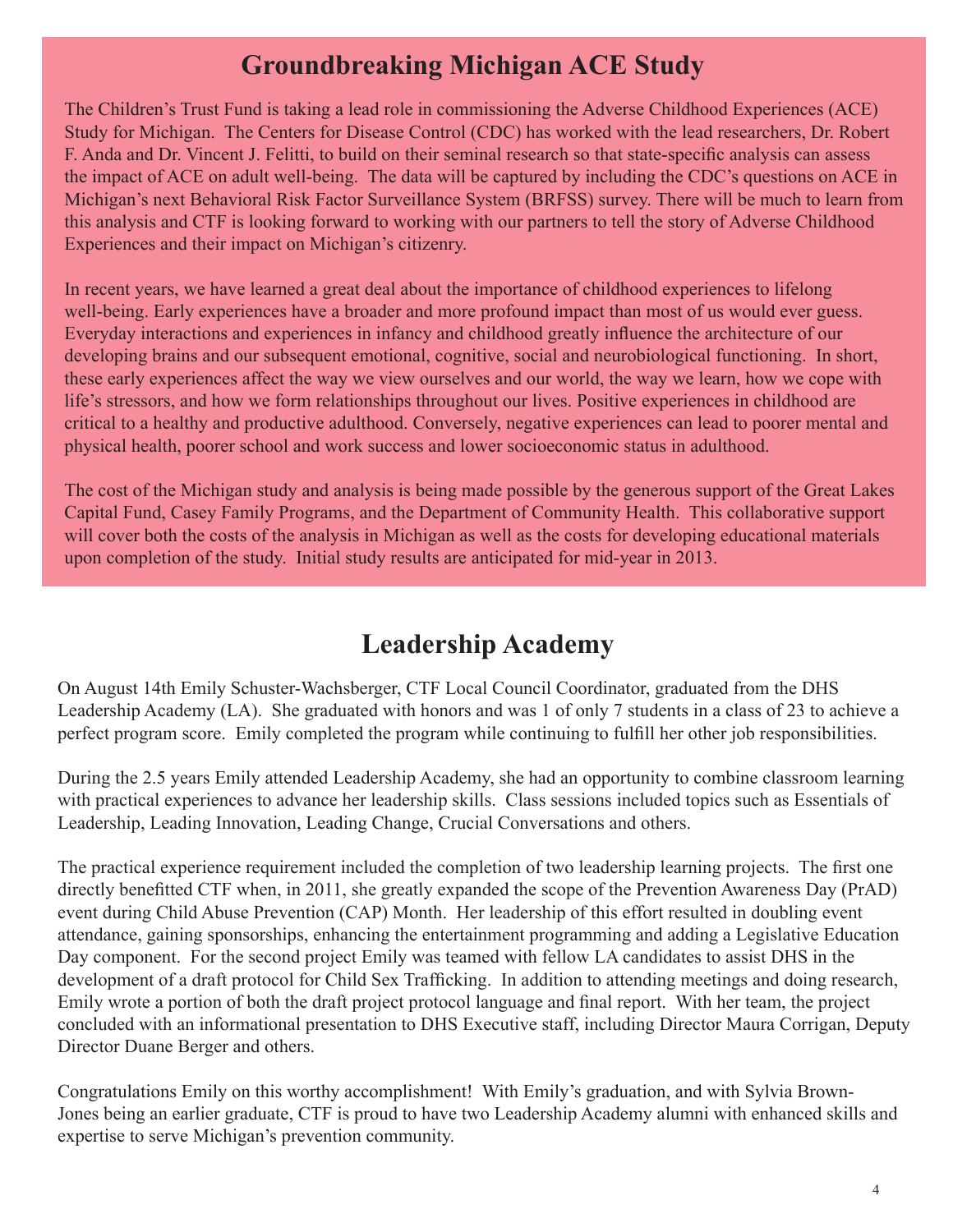## Groundbreaking Michigan ACE Study

The Children's Trust Fund is taking a lead role in commissioning the Adverse Childhood Experiences (ACE) Study for Michigan. The Centers for Disease Control (CDC) has worked with the lead researchers, Dr. Robert F. Anda and Dr. Vincent J. Felitti, to build on their seminal research so that state-specific analysis can assess the impact of ACE on adult well-being. The data will be captured by including the CDC's questions on ACE in Michigan's next Behavioral Risk Factor Surveillance System (BRFSS) survey. There will be much to learn from this analysis and CTF is looking forward to working with our partners to tell the story of Adverse Childhood Experiences and their impact on Michigan's citizenry.

In recent years, we have learned a great deal about the importance of childhood experiences to lifelong well-being. Early experiences have a broader and more profound impact than most of us would ever guess. Everyday interactions and experiences in infancy and childhood greatly influence the architecture of our developing brains and our subsequent emotional, cognitive, social and neurobiological functioning. In short, these early experiences affect the way we view ourselves and our world, the way we learn, how we cope with life's stressors, and how we form relationships throughout our lives. Positive experiences in childhood are critical to a healthy and productive adulthood. Conversely, negative experiences can lead to poorer mental and physical health, poorer school and work success and lower socioeconomic status in adulthood.

The cost of the Michigan study and analysis is being made possible by the generous support of the Great Lakes Capital Fund, Casey Family Programs, and the Department of Community Health. This collaborative support will cover both the costs of the analysis in Michigan as well as the costs for developing educational materials upon completion of the study. Initial study results are anticipated for mid-year in 2013.

## Leadership Academy

On August 14th Emily Schuster-Wachsberger, CTF Local Council Coordinator, graduated from the DHS Leadership Academy (LA). She graduated with honors and was 1 of only 7 students in a class of 23 to achieve a perfect program score. Emily completed the program while continuing to fulfill her other job responsibilities.

During the 2.5 years Emily attended Leadership Academy, she had an opportunity to combine classroom learning with practical experiences to advance her leadership skills. Class sessions included topics such as Essentials of Leadership, Leading Innovation, Leading Change, Crucial Conversations and others.

The practical experience requirement included the completion of two leadership learning projects. The first one directly benefitted CTF when, in 2011, she greatly expanded the scope of the Prevention Awareness Day (PrAD) event during Child Abuse Prevention (CAP) Month. Her leadership of this effort resulted in doubling event attendance, gaining sponsorships, enhancing the entertainment programming and adding a Legislative Education Day component. For the second project Emily was teamed with fellow LA candidates to assist DHS in the development of a draft protocol for Child Sex Trafficking. In addition to attending meetings and doing research, Emily wrote a portion of both the draft project protocol language and final report. With her team, the project concluded with an informational presentation to DHS Executive staff, including Director Maura Corrigan, Deputy Director Duane Berger and others.

Congratulations Emily on this worthy accomplishment! With Emily's graduation, and with Sylvia Brown-Jones being an earlier graduate, CTF is proud to have two Leadership Academy alumni with enhanced skills and expertise to serve Michigan's prevention community.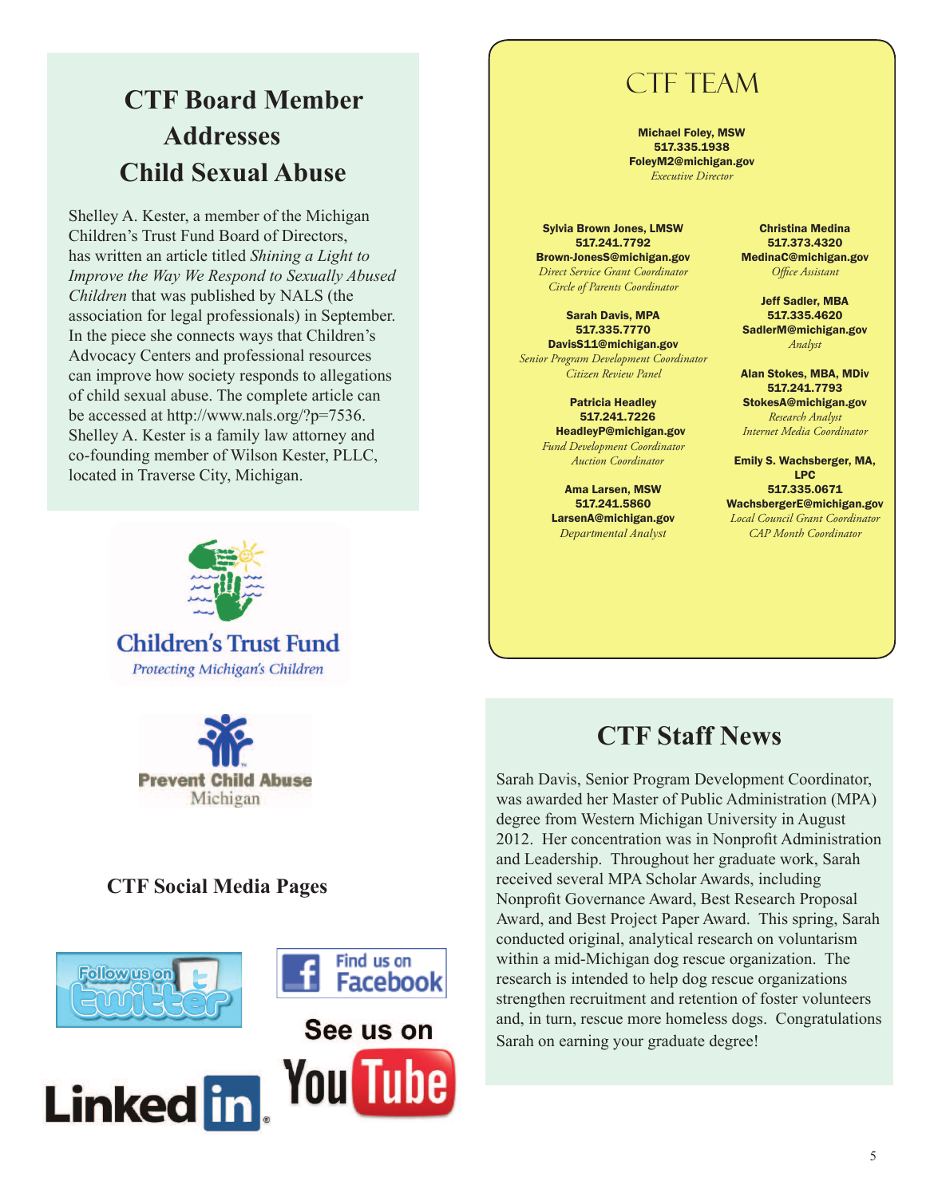## CTF Board Member Addresses Child Sexual Abuse

Shelley A. Kester, a member of the Michigan Children's Trust Fund Board of Directors, has written an article titled *Shining a Light to Improve the Way We Respond to Sexually Abused Children* that was published by NALS (the association for legal professionals) in September. In the piece she connects ways that Children's Advocacy Centers and professional resources can improve how society responds to allegations of child sexual abuse. The complete article can be accessed at http://www.nals.org/?p=7536. Shelley A. Kester is a family law attorney and co-founding member of Wilson Kester, PLLC, located in Traverse City, Michigan.

Children's Trust Fund
*Protecting Michigan's Children*

Prevent Child Abuse
Michigan

### CTF Social Media Pages

Follow us on twitter

Find us on Facebook

See us on YouTube

LinkedIn

## CTF TEAM

**Michael Foley, MSW**
**517.335.1938**
**FoleyM2@michigan.gov**
*Executive Director*

**Sylvia Brown Jones, LMSW**
**517.241.7792**
**Brown-JonesS@michigan.gov**
*Direct Service Grant Coordinator*
*Circle of Parents Coordinator*

**Sarah Davis, MPA**
**517.335.7770**
**DavisS11@michigan.gov**
*Senior Program Development Coordinator*
*Citizen Review Panel*

**Patricia Headley**
**517.241.7226**
**HeadleyP@michigan.gov**
*Fund Development Coordinator*
*Auction Coordinator*

**Ama Larsen, MSW**
**517.241.5860**
**LarsenA@michigan.gov**
*Departmental Analyst*

**Christina Medina**
**517.373.4320**
**MedinaC@michigan.gov**
*Office Assistant*

**Jeff Sadler, MBA**
**517.335.4620**
**SadlerM@michigan.gov**
*Analyst*

**Alan Stokes, MBA, MDiv**
**517.241.7793**
**StokesA@michigan.gov**
*Research Analyst*
*Internet Media Coordinator*

**Emily S. Wachsberger, MA, LPC**
**517.335.0671**
**WachsbergerE@michigan.gov**
*Local Council Grant Coordinator*
*CAP Month Coordinator*

## CTF Staff News

Sarah Davis, Senior Program Development Coordinator, was awarded her Master of Public Administration (MPA) degree from Western Michigan University in August 2012. Her concentration was in Nonprofit Administration and Leadership. Throughout her graduate work, Sarah received several MPA Scholar Awards, including Nonprofit Governance Award, Best Research Proposal Award, and Best Project Paper Award. This spring, Sarah conducted original, analytical research on voluntarism within a mid-Michigan dog rescue organization. The research is intended to help dog rescue organizations strengthen recruitment and retention of foster volunteers and, in turn, rescue more homeless dogs. Congratulations Sarah on earning your graduate degree!